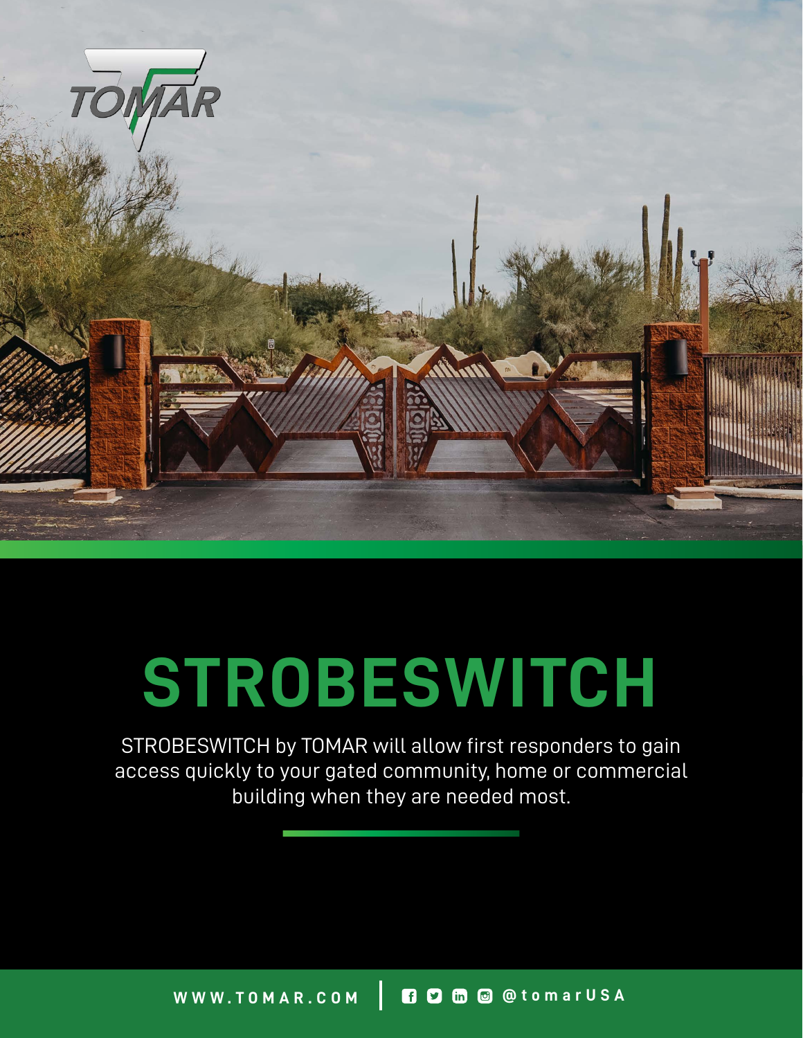TOMAR

# STROBESWITCH

STROBESWITCH by TOMAR will allow first responders to gain access quickly to your gated community, home or commercial building when they are needed most.

WWW.TOMAR.COM | @tomarUSA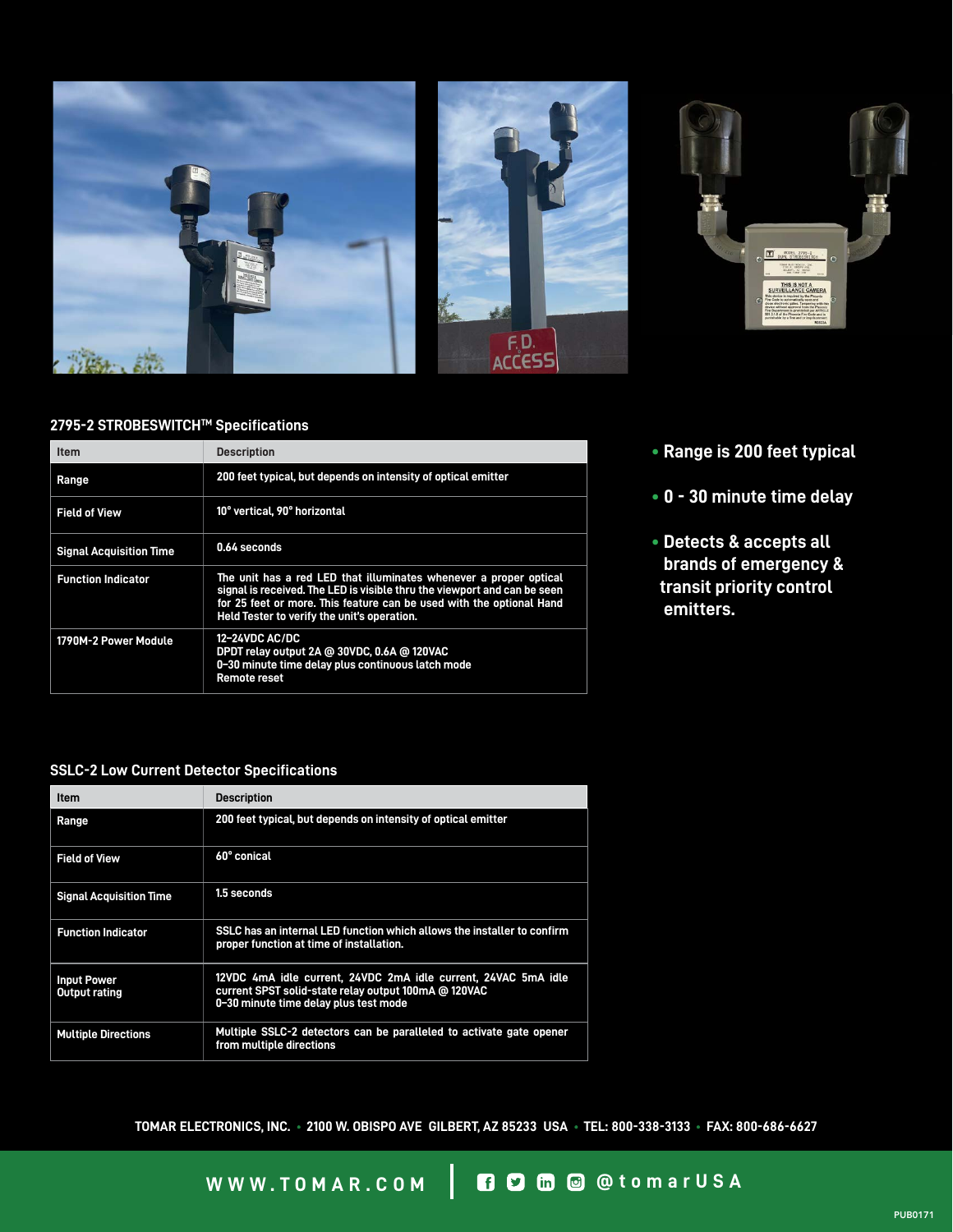## 2795-2 STROBESWITCH™ Specifications

| Item | Description |
|---|---|
| Range | 200 feet typical, but depends on intensity of optical emitter |
| Field of View | 10° vertical, 90° horizontal |
| Signal Acquisition Time | 0.64 seconds |
| Function Indicator | The unit has a red LED that illuminates whenever a proper optical signal is received. The LED is visible thru the viewport and can be seen for 25 feet or more. This feature can be used with the optional Hand Held Tester to verify the unit's operation. |
| 1790M-2 Power Module | 12–24VDC AC/DC<br>DPDT relay output 2A @ 30VDC, 0.6A @ 120VAC<br>0–30 minute time delay plus continuous latch mode<br>Remote reset |

- Range is 200 feet typical
- 0 - 30 minute time delay
- Detects & accepts all brands of emergency & transit priority control emitters.

## SSLC-2 Low Current Detector Specifications

| Item | Description |
|---|---|
| Range | 200 feet typical, but depends on intensity of optical emitter |
| Field of View | 60° conical |
| Signal Acquisition Time | 1.5 seconds |
| Function Indicator | SSLC has an internal LED function which allows the installer to confirm proper function at time of installation. |
| Input Power<br>Output rating | 12VDC 4mA idle current, 24VDC 2mA idle current, 24VAC 5mA idle current SPST solid-state relay output 100mA @ 120VAC<br>0–30 minute time delay plus test mode |
| Multiple Directions | Multiple SSLC-2 detectors can be paralleled to activate gate opener from multiple directions |

TOMAR ELECTRONICS, INC. • 2100 W. OBISPO AVE GILBERT, AZ 85233 USA • TEL: 800-338-3133 • FAX: 800-686-6627

WWW.TOMAR.COM | @tomarUSA

PUB0171